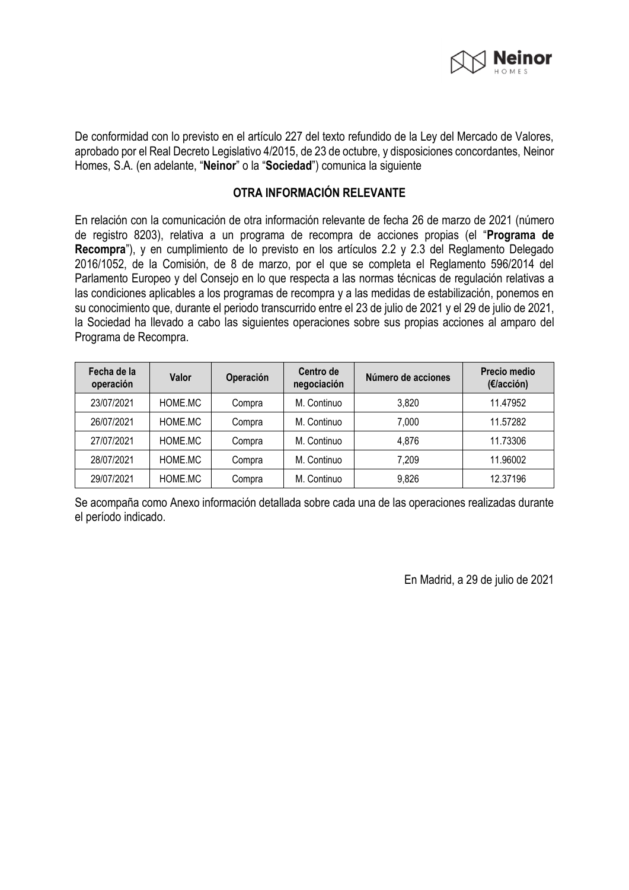De conformidad con lo previsto en el artículo 227 del texto refundido de la Ley del Mercado de Valores, aprobado por el Real Decreto Legislativo 4/2015, de 23 de octubre, y disposiciones concordantes, Neinor Homes, S.A. (en adelante, "**Neinor**" o la "**Sociedad**") comunica la siguiente

## OTRA INFORMACIÓN RELEVANTE

En relación con la comunicación de otra información relevante de fecha 26 de marzo de 2021 (número de registro 8203), relativa a un programa de recompra de acciones propias (el "**Programa de Recompra**"), y en cumplimiento de lo previsto en los artículos 2.2 y 2.3 del Reglamento Delegado 2016/1052, de la Comisión, de 8 de marzo, por el que se completa el Reglamento 596/2014 del Parlamento Europeo y del Consejo en lo que respecta a las normas técnicas de regulación relativas a las condiciones aplicables a los programas de recompra y a las medidas de estabilización, ponemos en su conocimiento que, durante el periodo transcurrido entre el 23 de julio de 2021 y el 29 de julio de 2021, la Sociedad ha llevado a cabo las siguientes operaciones sobre sus propias acciones al amparo del Programa de Recompra.

| Fecha de la operación | Valor | Operación | Centro de negociación | Número de acciones | Precio medio (€/acción) |
|---|---|---|---|---|---|
| 23/07/2021 | HOME.MC | Compra | M. Continuo | 3,820 | 11.47952 |
| 26/07/2021 | HOME.MC | Compra | M. Continuo | 7,000 | 11.57282 |
| 27/07/2021 | HOME.MC | Compra | M. Continuo | 4,876 | 11.73306 |
| 28/07/2021 | HOME.MC | Compra | M. Continuo | 7,209 | 11.96002 |
| 29/07/2021 | HOME.MC | Compra | M. Continuo | 9,826 | 12.37196 |

Se acompaña como Anexo información detallada sobre cada una de las operaciones realizadas durante el período indicado.

En Madrid, a 29 de julio de 2021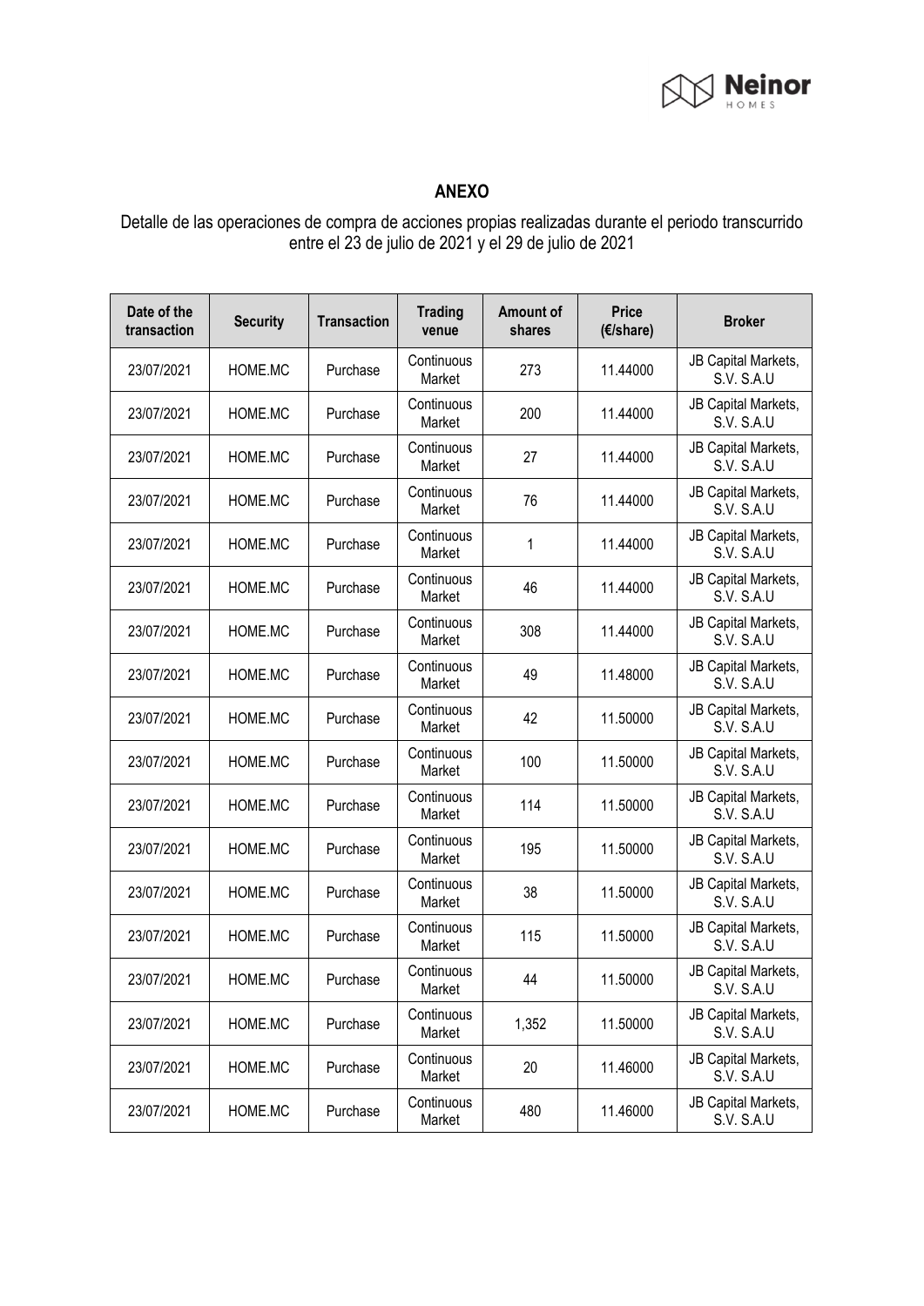## ANEXO

Detalle de las operaciones de compra de acciones propias realizadas durante el periodo transcurrido entre el 23 de julio de 2021 y el 29 de julio de 2021

| Date of the transaction | Security | Transaction | Trading venue | Amount of shares | Price (€/share) | Broker |
|---|---|---|---|---|---|---|
| 23/07/2021 | HOME.MC | Purchase | Continuous Market | 273 | 11.44000 | JB Capital Markets, S.V. S.A.U |
| 23/07/2021 | HOME.MC | Purchase | Continuous Market | 200 | 11.44000 | JB Capital Markets, S.V. S.A.U |
| 23/07/2021 | HOME.MC | Purchase | Continuous Market | 27 | 11.44000 | JB Capital Markets, S.V. S.A.U |
| 23/07/2021 | HOME.MC | Purchase | Continuous Market | 76 | 11.44000 | JB Capital Markets, S.V. S.A.U |
| 23/07/2021 | HOME.MC | Purchase | Continuous Market | 1 | 11.44000 | JB Capital Markets, S.V. S.A.U |
| 23/07/2021 | HOME.MC | Purchase | Continuous Market | 46 | 11.44000 | JB Capital Markets, S.V. S.A.U |
| 23/07/2021 | HOME.MC | Purchase | Continuous Market | 308 | 11.44000 | JB Capital Markets, S.V. S.A.U |
| 23/07/2021 | HOME.MC | Purchase | Continuous Market | 49 | 11.48000 | JB Capital Markets, S.V. S.A.U |
| 23/07/2021 | HOME.MC | Purchase | Continuous Market | 42 | 11.50000 | JB Capital Markets, S.V. S.A.U |
| 23/07/2021 | HOME.MC | Purchase | Continuous Market | 100 | 11.50000 | JB Capital Markets, S.V. S.A.U |
| 23/07/2021 | HOME.MC | Purchase | Continuous Market | 114 | 11.50000 | JB Capital Markets, S.V. S.A.U |
| 23/07/2021 | HOME.MC | Purchase | Continuous Market | 195 | 11.50000 | JB Capital Markets, S.V. S.A.U |
| 23/07/2021 | HOME.MC | Purchase | Continuous Market | 38 | 11.50000 | JB Capital Markets, S.V. S.A.U |
| 23/07/2021 | HOME.MC | Purchase | Continuous Market | 115 | 11.50000 | JB Capital Markets, S.V. S.A.U |
| 23/07/2021 | HOME.MC | Purchase | Continuous Market | 44 | 11.50000 | JB Capital Markets, S.V. S.A.U |
| 23/07/2021 | HOME.MC | Purchase | Continuous Market | 1,352 | 11.50000 | JB Capital Markets, S.V. S.A.U |
| 23/07/2021 | HOME.MC | Purchase | Continuous Market | 20 | 11.46000 | JB Capital Markets, S.V. S.A.U |
| 23/07/2021 | HOME.MC | Purchase | Continuous Market | 480 | 11.46000 | JB Capital Markets, S.V. S.A.U |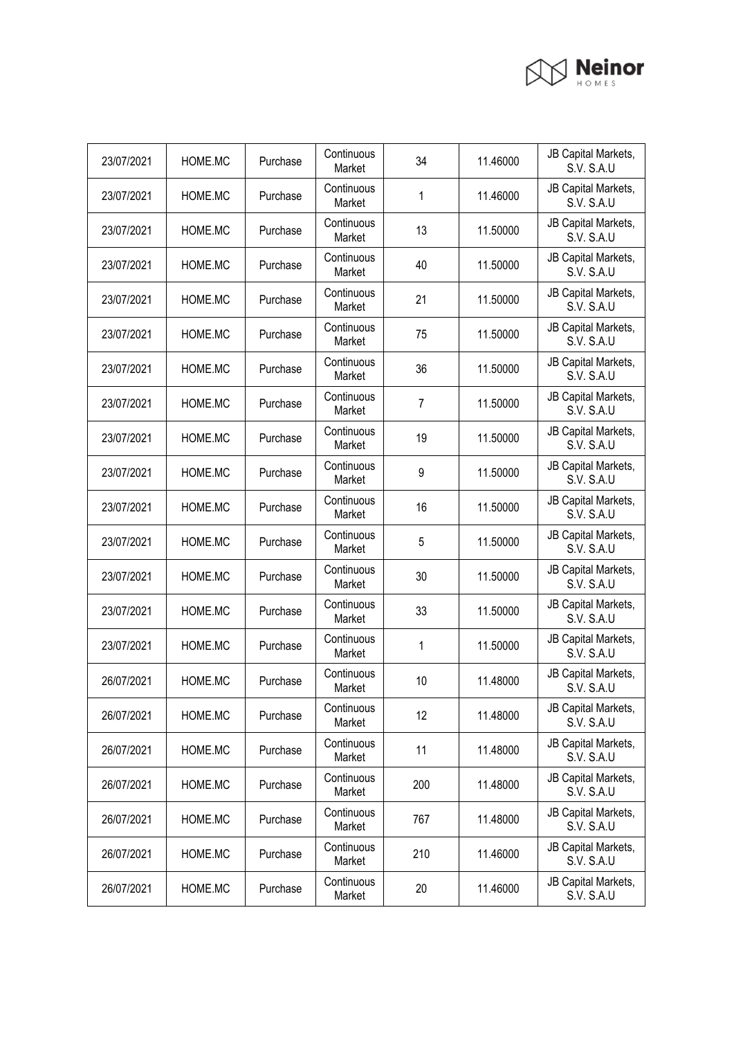| 23/07/2021 | HOME.MC | Purchase | Continuous Market | 34 | 11.46000 | JB Capital Markets, S.V. S.A.U |
|---|---|---|---|---|---|---|
| 23/07/2021 | HOME.MC | Purchase | Continuous Market | 1 | 11.46000 | JB Capital Markets, S.V. S.A.U |
| 23/07/2021 | HOME.MC | Purchase | Continuous Market | 13 | 11.50000 | JB Capital Markets, S.V. S.A.U |
| 23/07/2021 | HOME.MC | Purchase | Continuous Market | 40 | 11.50000 | JB Capital Markets, S.V. S.A.U |
| 23/07/2021 | HOME.MC | Purchase | Continuous Market | 21 | 11.50000 | JB Capital Markets, S.V. S.A.U |
| 23/07/2021 | HOME.MC | Purchase | Continuous Market | 75 | 11.50000 | JB Capital Markets, S.V. S.A.U |
| 23/07/2021 | HOME.MC | Purchase | Continuous Market | 36 | 11.50000 | JB Capital Markets, S.V. S.A.U |
| 23/07/2021 | HOME.MC | Purchase | Continuous Market | 7 | 11.50000 | JB Capital Markets, S.V. S.A.U |
| 23/07/2021 | HOME.MC | Purchase | Continuous Market | 19 | 11.50000 | JB Capital Markets, S.V. S.A.U |
| 23/07/2021 | HOME.MC | Purchase | Continuous Market | 9 | 11.50000 | JB Capital Markets, S.V. S.A.U |
| 23/07/2021 | HOME.MC | Purchase | Continuous Market | 16 | 11.50000 | JB Capital Markets, S.V. S.A.U |
| 23/07/2021 | HOME.MC | Purchase | Continuous Market | 5 | 11.50000 | JB Capital Markets, S.V. S.A.U |
| 23/07/2021 | HOME.MC | Purchase | Continuous Market | 30 | 11.50000 | JB Capital Markets, S.V. S.A.U |
| 23/07/2021 | HOME.MC | Purchase | Continuous Market | 33 | 11.50000 | JB Capital Markets, S.V. S.A.U |
| 23/07/2021 | HOME.MC | Purchase | Continuous Market | 1 | 11.50000 | JB Capital Markets, S.V. S.A.U |
| 26/07/2021 | HOME.MC | Purchase | Continuous Market | 10 | 11.48000 | JB Capital Markets, S.V. S.A.U |
| 26/07/2021 | HOME.MC | Purchase | Continuous Market | 12 | 11.48000 | JB Capital Markets, S.V. S.A.U |
| 26/07/2021 | HOME.MC | Purchase | Continuous Market | 11 | 11.48000 | JB Capital Markets, S.V. S.A.U |
| 26/07/2021 | HOME.MC | Purchase | Continuous Market | 200 | 11.48000 | JB Capital Markets, S.V. S.A.U |
| 26/07/2021 | HOME.MC | Purchase | Continuous Market | 767 | 11.48000 | JB Capital Markets, S.V. S.A.U |
| 26/07/2021 | HOME.MC | Purchase | Continuous Market | 210 | 11.46000 | JB Capital Markets, S.V. S.A.U |
| 26/07/2021 | HOME.MC | Purchase | Continuous Market | 20 | 11.46000 | JB Capital Markets, S.V. S.A.U |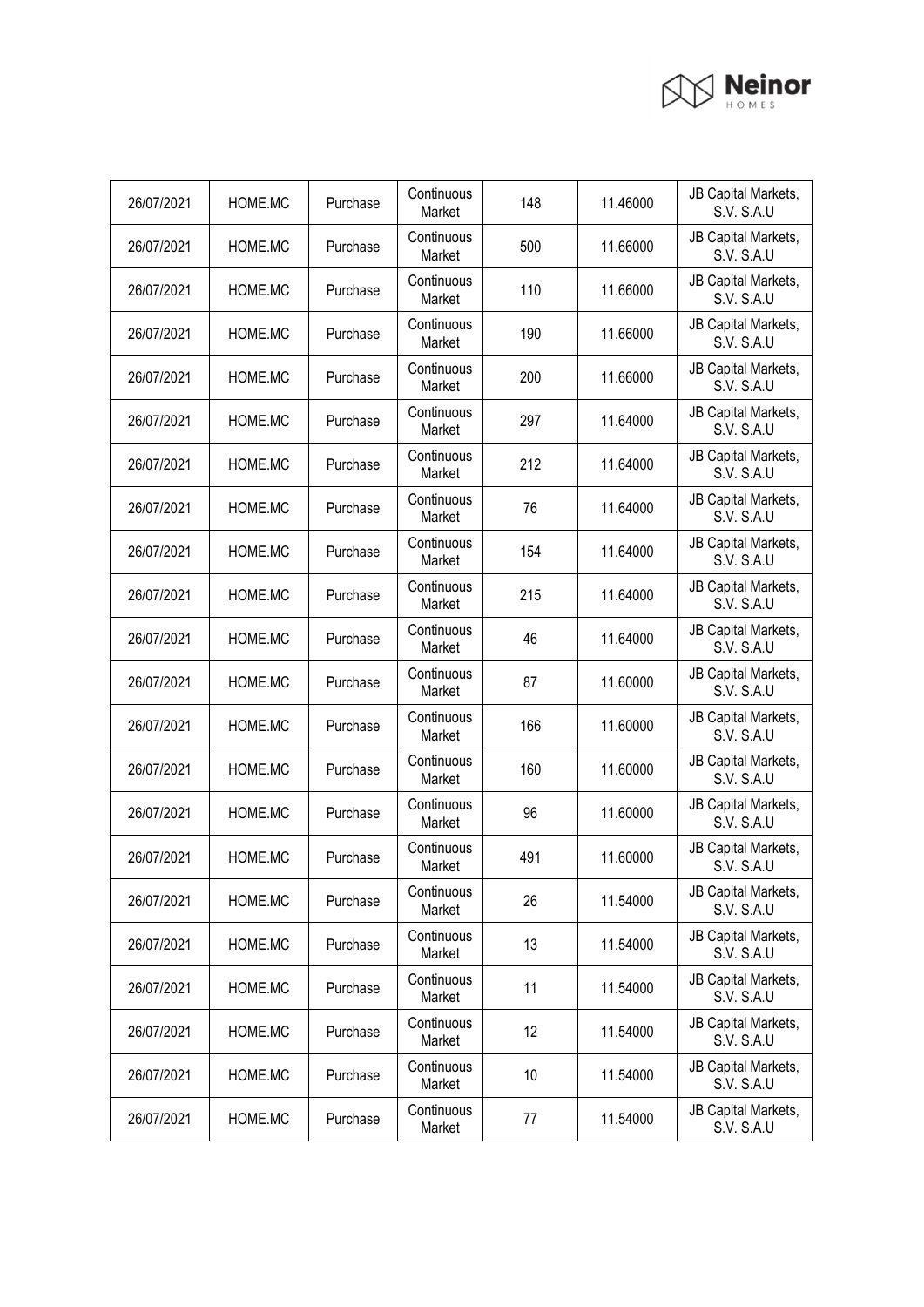| 26/07/2021 | HOME.MC | Purchase | Continuous Market | 148 | 11.46000 | JB Capital Markets, S.V. S.A.U |
|---|---|---|---|---|---|---|
| 26/07/2021 | HOME.MC | Purchase | Continuous Market | 500 | 11.66000 | JB Capital Markets, S.V. S.A.U |
| 26/07/2021 | HOME.MC | Purchase | Continuous Market | 110 | 11.66000 | JB Capital Markets, S.V. S.A.U |
| 26/07/2021 | HOME.MC | Purchase | Continuous Market | 190 | 11.66000 | JB Capital Markets, S.V. S.A.U |
| 26/07/2021 | HOME.MC | Purchase | Continuous Market | 200 | 11.66000 | JB Capital Markets, S.V. S.A.U |
| 26/07/2021 | HOME.MC | Purchase | Continuous Market | 297 | 11.64000 | JB Capital Markets, S.V. S.A.U |
| 26/07/2021 | HOME.MC | Purchase | Continuous Market | 212 | 11.64000 | JB Capital Markets, S.V. S.A.U |
| 26/07/2021 | HOME.MC | Purchase | Continuous Market | 76 | 11.64000 | JB Capital Markets, S.V. S.A.U |
| 26/07/2021 | HOME.MC | Purchase | Continuous Market | 154 | 11.64000 | JB Capital Markets, S.V. S.A.U |
| 26/07/2021 | HOME.MC | Purchase | Continuous Market | 215 | 11.64000 | JB Capital Markets, S.V. S.A.U |
| 26/07/2021 | HOME.MC | Purchase | Continuous Market | 46 | 11.64000 | JB Capital Markets, S.V. S.A.U |
| 26/07/2021 | HOME.MC | Purchase | Continuous Market | 87 | 11.60000 | JB Capital Markets, S.V. S.A.U |
| 26/07/2021 | HOME.MC | Purchase | Continuous Market | 166 | 11.60000 | JB Capital Markets, S.V. S.A.U |
| 26/07/2021 | HOME.MC | Purchase | Continuous Market | 160 | 11.60000 | JB Capital Markets, S.V. S.A.U |
| 26/07/2021 | HOME.MC | Purchase | Continuous Market | 96 | 11.60000 | JB Capital Markets, S.V. S.A.U |
| 26/07/2021 | HOME.MC | Purchase | Continuous Market | 491 | 11.60000 | JB Capital Markets, S.V. S.A.U |
| 26/07/2021 | HOME.MC | Purchase | Continuous Market | 26 | 11.54000 | JB Capital Markets, S.V. S.A.U |
| 26/07/2021 | HOME.MC | Purchase | Continuous Market | 13 | 11.54000 | JB Capital Markets, S.V. S.A.U |
| 26/07/2021 | HOME.MC | Purchase | Continuous Market | 11 | 11.54000 | JB Capital Markets, S.V. S.A.U |
| 26/07/2021 | HOME.MC | Purchase | Continuous Market | 12 | 11.54000 | JB Capital Markets, S.V. S.A.U |
| 26/07/2021 | HOME.MC | Purchase | Continuous Market | 10 | 11.54000 | JB Capital Markets, S.V. S.A.U |
| 26/07/2021 | HOME.MC | Purchase | Continuous Market | 77 | 11.54000 | JB Capital Markets, S.V. S.A.U |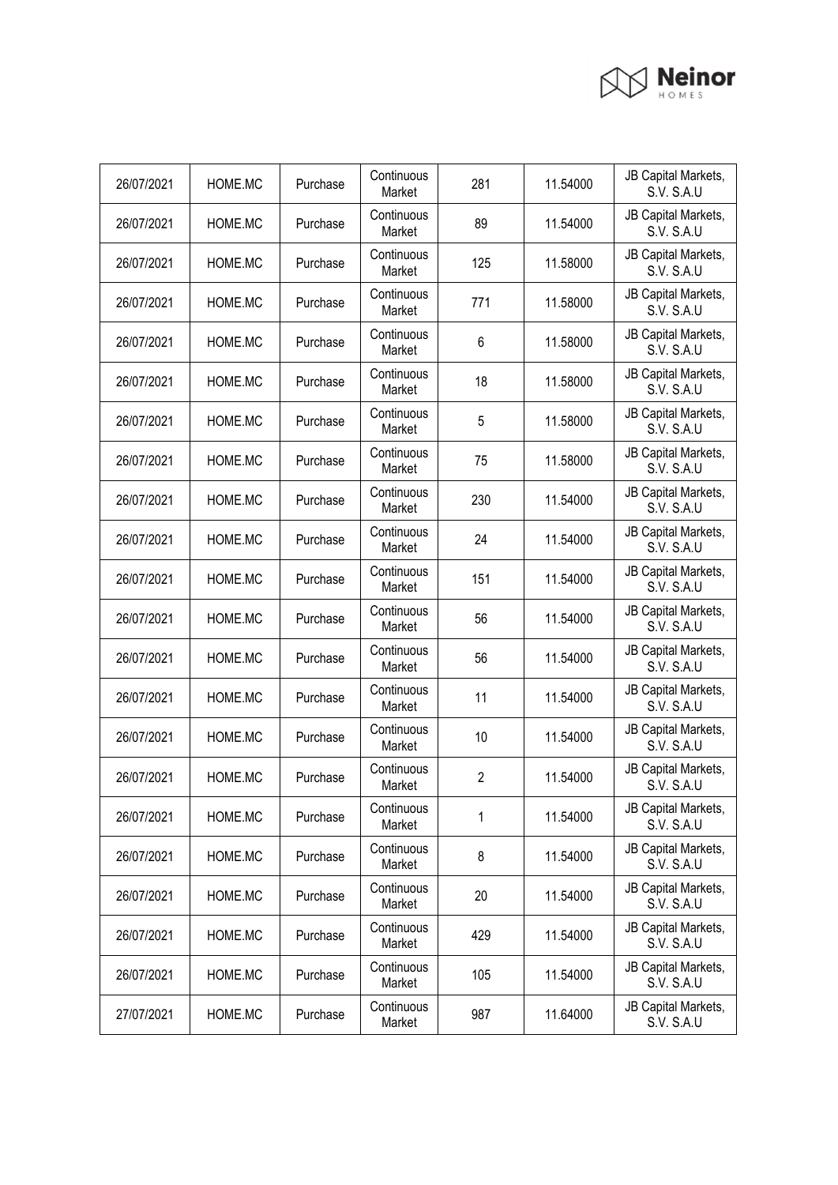| 26/07/2021 | HOME.MC | Purchase | Continuous Market | 281 | 11.54000 | JB Capital Markets, S.V. S.A.U |
|---|---|---|---|---|---|---|
| 26/07/2021 | HOME.MC | Purchase | Continuous Market | 89 | 11.54000 | JB Capital Markets, S.V. S.A.U |
| 26/07/2021 | HOME.MC | Purchase | Continuous Market | 125 | 11.58000 | JB Capital Markets, S.V. S.A.U |
| 26/07/2021 | HOME.MC | Purchase | Continuous Market | 771 | 11.58000 | JB Capital Markets, S.V. S.A.U |
| 26/07/2021 | HOME.MC | Purchase | Continuous Market | 6 | 11.58000 | JB Capital Markets, S.V. S.A.U |
| 26/07/2021 | HOME.MC | Purchase | Continuous Market | 18 | 11.58000 | JB Capital Markets, S.V. S.A.U |
| 26/07/2021 | HOME.MC | Purchase | Continuous Market | 5 | 11.58000 | JB Capital Markets, S.V. S.A.U |
| 26/07/2021 | HOME.MC | Purchase | Continuous Market | 75 | 11.58000 | JB Capital Markets, S.V. S.A.U |
| 26/07/2021 | HOME.MC | Purchase | Continuous Market | 230 | 11.54000 | JB Capital Markets, S.V. S.A.U |
| 26/07/2021 | HOME.MC | Purchase | Continuous Market | 24 | 11.54000 | JB Capital Markets, S.V. S.A.U |
| 26/07/2021 | HOME.MC | Purchase | Continuous Market | 151 | 11.54000 | JB Capital Markets, S.V. S.A.U |
| 26/07/2021 | HOME.MC | Purchase | Continuous Market | 56 | 11.54000 | JB Capital Markets, S.V. S.A.U |
| 26/07/2021 | HOME.MC | Purchase | Continuous Market | 56 | 11.54000 | JB Capital Markets, S.V. S.A.U |
| 26/07/2021 | HOME.MC | Purchase | Continuous Market | 11 | 11.54000 | JB Capital Markets, S.V. S.A.U |
| 26/07/2021 | HOME.MC | Purchase | Continuous Market | 10 | 11.54000 | JB Capital Markets, S.V. S.A.U |
| 26/07/2021 | HOME.MC | Purchase | Continuous Market | 2 | 11.54000 | JB Capital Markets, S.V. S.A.U |
| 26/07/2021 | HOME.MC | Purchase | Continuous Market | 1 | 11.54000 | JB Capital Markets, S.V. S.A.U |
| 26/07/2021 | HOME.MC | Purchase | Continuous Market | 8 | 11.54000 | JB Capital Markets, S.V. S.A.U |
| 26/07/2021 | HOME.MC | Purchase | Continuous Market | 20 | 11.54000 | JB Capital Markets, S.V. S.A.U |
| 26/07/2021 | HOME.MC | Purchase | Continuous Market | 429 | 11.54000 | JB Capital Markets, S.V. S.A.U |
| 26/07/2021 | HOME.MC | Purchase | Continuous Market | 105 | 11.54000 | JB Capital Markets, S.V. S.A.U |
| 27/07/2021 | HOME.MC | Purchase | Continuous Market | 987 | 11.64000 | JB Capital Markets, S.V. S.A.U |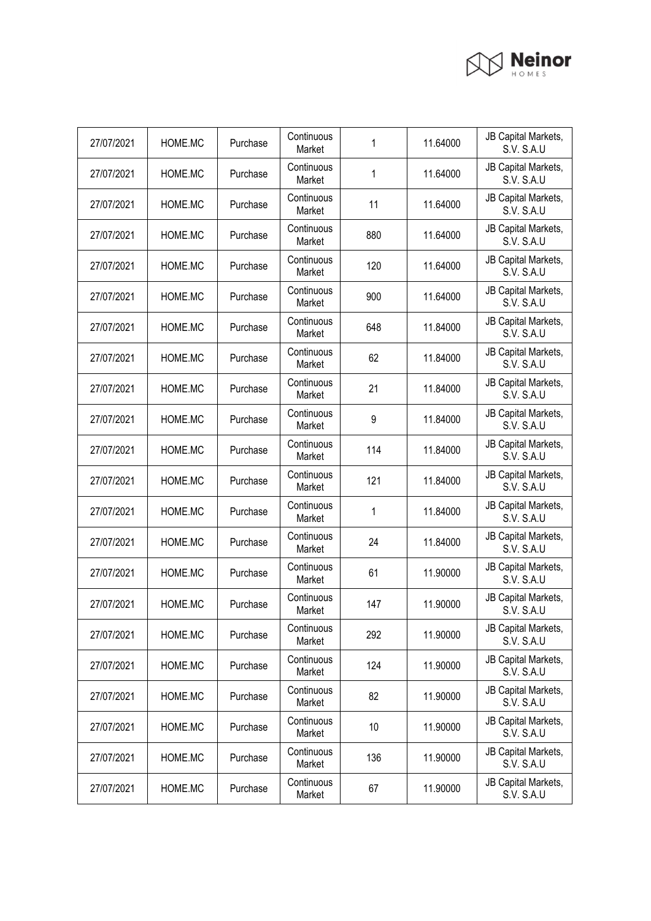| 27/07/2021 | HOME.MC | Purchase | Continuous Market | 1 | 11.64000 | JB Capital Markets, S.V. S.A.U |
|---|---|---|---|---|---|---|
| 27/07/2021 | HOME.MC | Purchase | Continuous Market | 1 | 11.64000 | JB Capital Markets, S.V. S.A.U |
| 27/07/2021 | HOME.MC | Purchase | Continuous Market | 11 | 11.64000 | JB Capital Markets, S.V. S.A.U |
| 27/07/2021 | HOME.MC | Purchase | Continuous Market | 880 | 11.64000 | JB Capital Markets, S.V. S.A.U |
| 27/07/2021 | HOME.MC | Purchase | Continuous Market | 120 | 11.64000 | JB Capital Markets, S.V. S.A.U |
| 27/07/2021 | HOME.MC | Purchase | Continuous Market | 900 | 11.64000 | JB Capital Markets, S.V. S.A.U |
| 27/07/2021 | HOME.MC | Purchase | Continuous Market | 648 | 11.84000 | JB Capital Markets, S.V. S.A.U |
| 27/07/2021 | HOME.MC | Purchase | Continuous Market | 62 | 11.84000 | JB Capital Markets, S.V. S.A.U |
| 27/07/2021 | HOME.MC | Purchase | Continuous Market | 21 | 11.84000 | JB Capital Markets, S.V. S.A.U |
| 27/07/2021 | HOME.MC | Purchase | Continuous Market | 9 | 11.84000 | JB Capital Markets, S.V. S.A.U |
| 27/07/2021 | HOME.MC | Purchase | Continuous Market | 114 | 11.84000 | JB Capital Markets, S.V. S.A.U |
| 27/07/2021 | HOME.MC | Purchase | Continuous Market | 121 | 11.84000 | JB Capital Markets, S.V. S.A.U |
| 27/07/2021 | HOME.MC | Purchase | Continuous Market | 1 | 11.84000 | JB Capital Markets, S.V. S.A.U |
| 27/07/2021 | HOME.MC | Purchase | Continuous Market | 24 | 11.84000 | JB Capital Markets, S.V. S.A.U |
| 27/07/2021 | HOME.MC | Purchase | Continuous Market | 61 | 11.90000 | JB Capital Markets, S.V. S.A.U |
| 27/07/2021 | HOME.MC | Purchase | Continuous Market | 147 | 11.90000 | JB Capital Markets, S.V. S.A.U |
| 27/07/2021 | HOME.MC | Purchase | Continuous Market | 292 | 11.90000 | JB Capital Markets, S.V. S.A.U |
| 27/07/2021 | HOME.MC | Purchase | Continuous Market | 124 | 11.90000 | JB Capital Markets, S.V. S.A.U |
| 27/07/2021 | HOME.MC | Purchase | Continuous Market | 82 | 11.90000 | JB Capital Markets, S.V. S.A.U |
| 27/07/2021 | HOME.MC | Purchase | Continuous Market | 10 | 11.90000 | JB Capital Markets, S.V. S.A.U |
| 27/07/2021 | HOME.MC | Purchase | Continuous Market | 136 | 11.90000 | JB Capital Markets, S.V. S.A.U |
| 27/07/2021 | HOME.MC | Purchase | Continuous Market | 67 | 11.90000 | JB Capital Markets, S.V. S.A.U |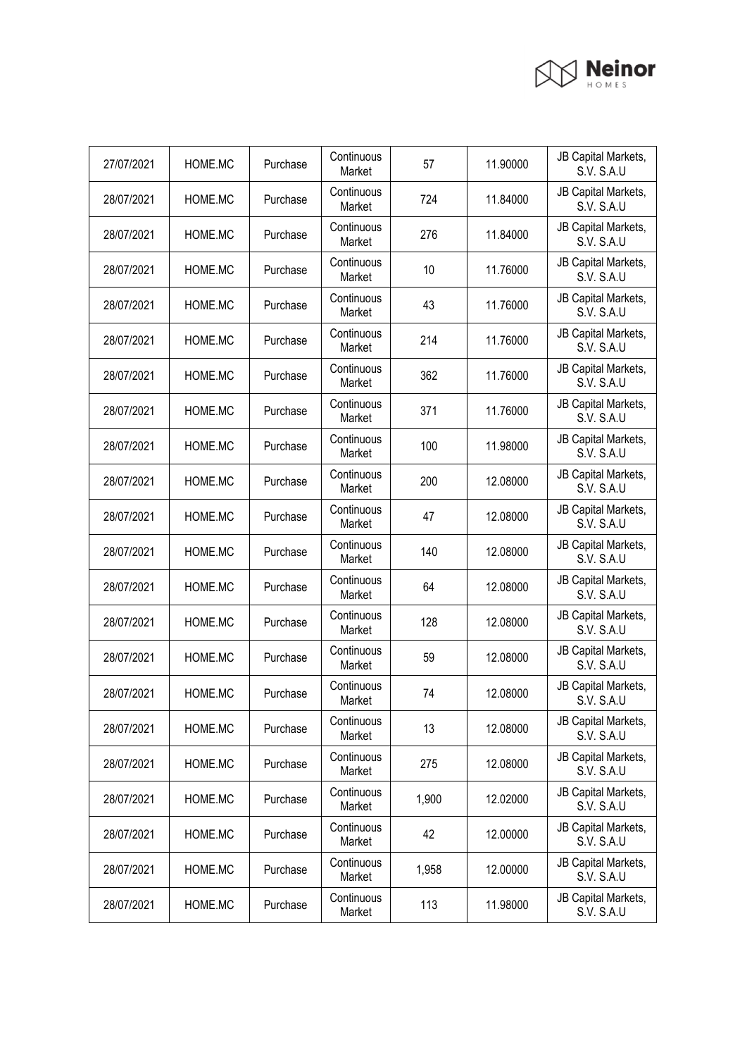| 27/07/2021 | HOME.MC | Purchase | Continuous Market | 57 | 11.90000 | JB Capital Markets, S.V. S.A.U |
|---|---|---|---|---|---|---|
| 28/07/2021 | HOME.MC | Purchase | Continuous Market | 724 | 11.84000 | JB Capital Markets, S.V. S.A.U |
| 28/07/2021 | HOME.MC | Purchase | Continuous Market | 276 | 11.84000 | JB Capital Markets, S.V. S.A.U |
| 28/07/2021 | HOME.MC | Purchase | Continuous Market | 10 | 11.76000 | JB Capital Markets, S.V. S.A.U |
| 28/07/2021 | HOME.MC | Purchase | Continuous Market | 43 | 11.76000 | JB Capital Markets, S.V. S.A.U |
| 28/07/2021 | HOME.MC | Purchase | Continuous Market | 214 | 11.76000 | JB Capital Markets, S.V. S.A.U |
| 28/07/2021 | HOME.MC | Purchase | Continuous Market | 362 | 11.76000 | JB Capital Markets, S.V. S.A.U |
| 28/07/2021 | HOME.MC | Purchase | Continuous Market | 371 | 11.76000 | JB Capital Markets, S.V. S.A.U |
| 28/07/2021 | HOME.MC | Purchase | Continuous Market | 100 | 11.98000 | JB Capital Markets, S.V. S.A.U |
| 28/07/2021 | HOME.MC | Purchase | Continuous Market | 200 | 12.08000 | JB Capital Markets, S.V. S.A.U |
| 28/07/2021 | HOME.MC | Purchase | Continuous Market | 47 | 12.08000 | JB Capital Markets, S.V. S.A.U |
| 28/07/2021 | HOME.MC | Purchase | Continuous Market | 140 | 12.08000 | JB Capital Markets, S.V. S.A.U |
| 28/07/2021 | HOME.MC | Purchase | Continuous Market | 64 | 12.08000 | JB Capital Markets, S.V. S.A.U |
| 28/07/2021 | HOME.MC | Purchase | Continuous Market | 128 | 12.08000 | JB Capital Markets, S.V. S.A.U |
| 28/07/2021 | HOME.MC | Purchase | Continuous Market | 59 | 12.08000 | JB Capital Markets, S.V. S.A.U |
| 28/07/2021 | HOME.MC | Purchase | Continuous Market | 74 | 12.08000 | JB Capital Markets, S.V. S.A.U |
| 28/07/2021 | HOME.MC | Purchase | Continuous Market | 13 | 12.08000 | JB Capital Markets, S.V. S.A.U |
| 28/07/2021 | HOME.MC | Purchase | Continuous Market | 275 | 12.08000 | JB Capital Markets, S.V. S.A.U |
| 28/07/2021 | HOME.MC | Purchase | Continuous Market | 1,900 | 12.02000 | JB Capital Markets, S.V. S.A.U |
| 28/07/2021 | HOME.MC | Purchase | Continuous Market | 42 | 12.00000 | JB Capital Markets, S.V. S.A.U |
| 28/07/2021 | HOME.MC | Purchase | Continuous Market | 1,958 | 12.00000 | JB Capital Markets, S.V. S.A.U |
| 28/07/2021 | HOME.MC | Purchase | Continuous Market | 113 | 11.98000 | JB Capital Markets, S.V. S.A.U |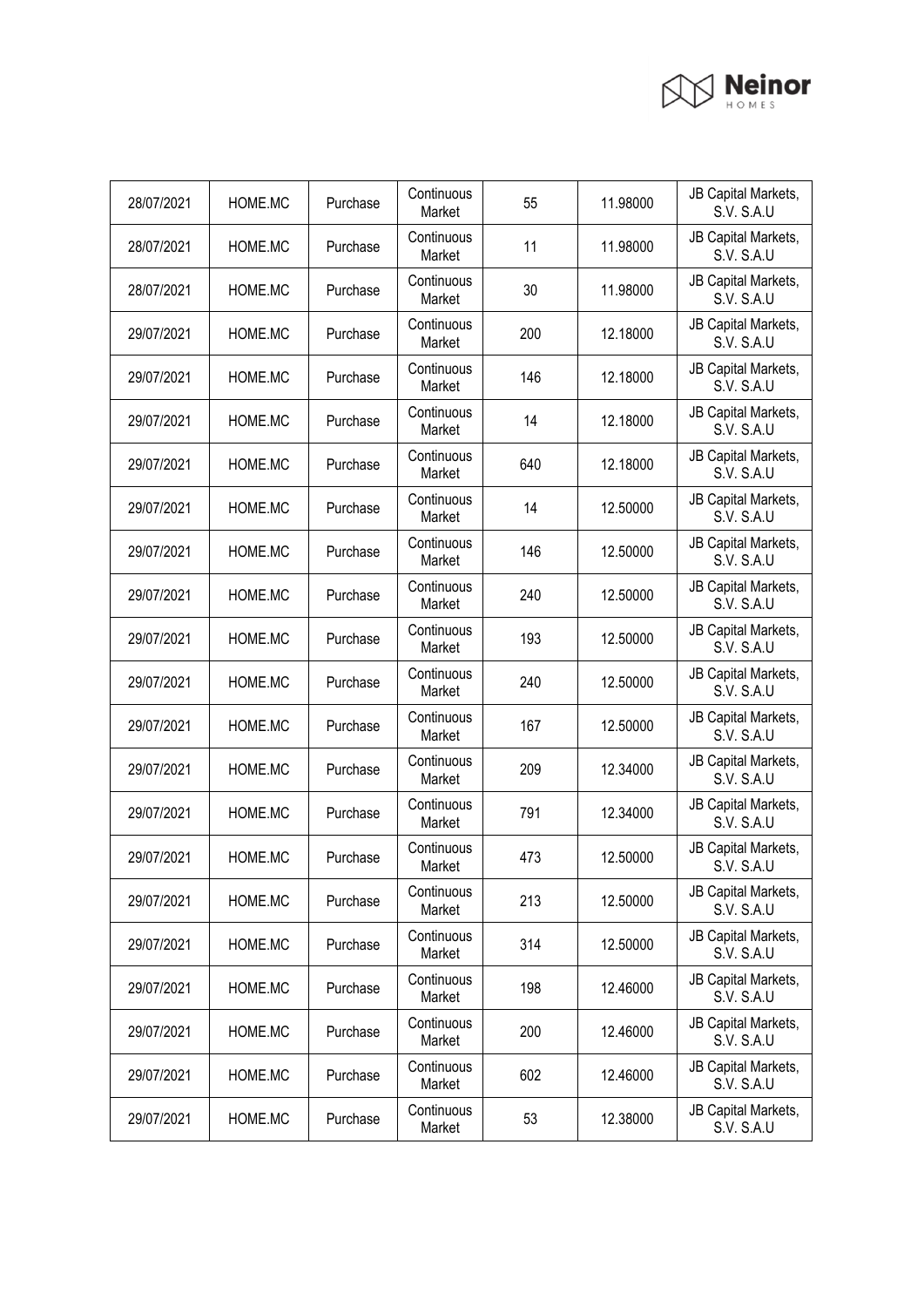| 28/07/2021 | HOME.MC | Purchase | Continuous Market | 55 | 11.98000 | JB Capital Markets, S.V. S.A.U |
|---|---|---|---|---|---|---|
| 28/07/2021 | HOME.MC | Purchase | Continuous Market | 11 | 11.98000 | JB Capital Markets, S.V. S.A.U |
| 28/07/2021 | HOME.MC | Purchase | Continuous Market | 30 | 11.98000 | JB Capital Markets, S.V. S.A.U |
| 29/07/2021 | HOME.MC | Purchase | Continuous Market | 200 | 12.18000 | JB Capital Markets, S.V. S.A.U |
| 29/07/2021 | HOME.MC | Purchase | Continuous Market | 146 | 12.18000 | JB Capital Markets, S.V. S.A.U |
| 29/07/2021 | HOME.MC | Purchase | Continuous Market | 14 | 12.18000 | JB Capital Markets, S.V. S.A.U |
| 29/07/2021 | HOME.MC | Purchase | Continuous Market | 640 | 12.18000 | JB Capital Markets, S.V. S.A.U |
| 29/07/2021 | HOME.MC | Purchase | Continuous Market | 14 | 12.50000 | JB Capital Markets, S.V. S.A.U |
| 29/07/2021 | HOME.MC | Purchase | Continuous Market | 146 | 12.50000 | JB Capital Markets, S.V. S.A.U |
| 29/07/2021 | HOME.MC | Purchase | Continuous Market | 240 | 12.50000 | JB Capital Markets, S.V. S.A.U |
| 29/07/2021 | HOME.MC | Purchase | Continuous Market | 193 | 12.50000 | JB Capital Markets, S.V. S.A.U |
| 29/07/2021 | HOME.MC | Purchase | Continuous Market | 240 | 12.50000 | JB Capital Markets, S.V. S.A.U |
| 29/07/2021 | HOME.MC | Purchase | Continuous Market | 167 | 12.50000 | JB Capital Markets, S.V. S.A.U |
| 29/07/2021 | HOME.MC | Purchase | Continuous Market | 209 | 12.34000 | JB Capital Markets, S.V. S.A.U |
| 29/07/2021 | HOME.MC | Purchase | Continuous Market | 791 | 12.34000 | JB Capital Markets, S.V. S.A.U |
| 29/07/2021 | HOME.MC | Purchase | Continuous Market | 473 | 12.50000 | JB Capital Markets, S.V. S.A.U |
| 29/07/2021 | HOME.MC | Purchase | Continuous Market | 213 | 12.50000 | JB Capital Markets, S.V. S.A.U |
| 29/07/2021 | HOME.MC | Purchase | Continuous Market | 314 | 12.50000 | JB Capital Markets, S.V. S.A.U |
| 29/07/2021 | HOME.MC | Purchase | Continuous Market | 198 | 12.46000 | JB Capital Markets, S.V. S.A.U |
| 29/07/2021 | HOME.MC | Purchase | Continuous Market | 200 | 12.46000 | JB Capital Markets, S.V. S.A.U |
| 29/07/2021 | HOME.MC | Purchase | Continuous Market | 602 | 12.46000 | JB Capital Markets, S.V. S.A.U |
| 29/07/2021 | HOME.MC | Purchase | Continuous Market | 53 | 12.38000 | JB Capital Markets, S.V. S.A.U |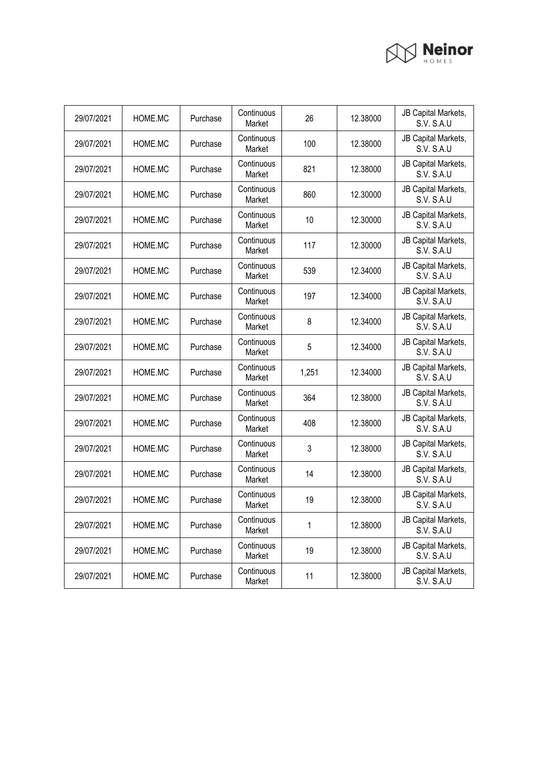| | | | | | | |
|---|---|---|---|---|---|---|
| 29/07/2021 | HOME.MC | Purchase | Continuous Market | 26 | 12.38000 | JB Capital Markets, S.V. S.A.U |
| 29/07/2021 | HOME.MC | Purchase | Continuous Market | 100 | 12.38000 | JB Capital Markets, S.V. S.A.U |
| 29/07/2021 | HOME.MC | Purchase | Continuous Market | 821 | 12.38000 | JB Capital Markets, S.V. S.A.U |
| 29/07/2021 | HOME.MC | Purchase | Continuous Market | 860 | 12.30000 | JB Capital Markets, S.V. S.A.U |
| 29/07/2021 | HOME.MC | Purchase | Continuous Market | 10 | 12.30000 | JB Capital Markets, S.V. S.A.U |
| 29/07/2021 | HOME.MC | Purchase | Continuous Market | 117 | 12.30000 | JB Capital Markets, S.V. S.A.U |
| 29/07/2021 | HOME.MC | Purchase | Continuous Market | 539 | 12.34000 | JB Capital Markets, S.V. S.A.U |
| 29/07/2021 | HOME.MC | Purchase | Continuous Market | 197 | 12.34000 | JB Capital Markets, S.V. S.A.U |
| 29/07/2021 | HOME.MC | Purchase | Continuous Market | 8 | 12.34000 | JB Capital Markets, S.V. S.A.U |
| 29/07/2021 | HOME.MC | Purchase | Continuous Market | 5 | 12.34000 | JB Capital Markets, S.V. S.A.U |
| 29/07/2021 | HOME.MC | Purchase | Continuous Market | 1,251 | 12.34000 | JB Capital Markets, S.V. S.A.U |
| 29/07/2021 | HOME.MC | Purchase | Continuous Market | 364 | 12.38000 | JB Capital Markets, S.V. S.A.U |
| 29/07/2021 | HOME.MC | Purchase | Continuous Market | 408 | 12.38000 | JB Capital Markets, S.V. S.A.U |
| 29/07/2021 | HOME.MC | Purchase | Continuous Market | 3 | 12.38000 | JB Capital Markets, S.V. S.A.U |
| 29/07/2021 | HOME.MC | Purchase | Continuous Market | 14 | 12.38000 | JB Capital Markets, S.V. S.A.U |
| 29/07/2021 | HOME.MC | Purchase | Continuous Market | 19 | 12.38000 | JB Capital Markets, S.V. S.A.U |
| 29/07/2021 | HOME.MC | Purchase | Continuous Market | 1 | 12.38000 | JB Capital Markets, S.V. S.A.U |
| 29/07/2021 | HOME.MC | Purchase | Continuous Market | 19 | 12.38000 | JB Capital Markets, S.V. S.A.U |
| 29/07/2021 | HOME.MC | Purchase | Continuous Market | 11 | 12.38000 | JB Capital Markets, S.V. S.A.U |